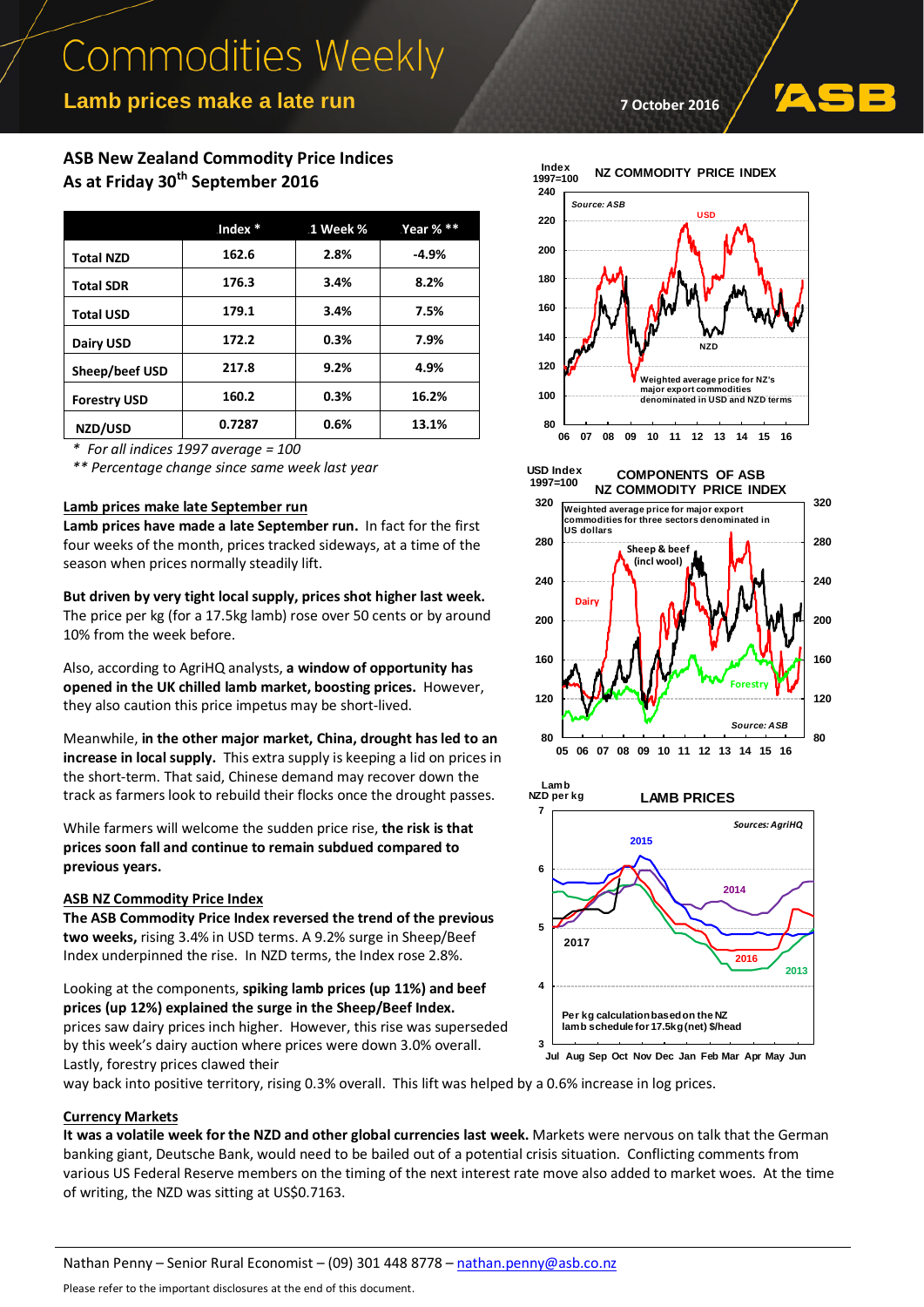# Commodities Weekly

## Lamb prices make a late run

7 October 2016

### ASB New Zealand Commodity Price Indices
### As at Friday 30th September 2016

| | Index * | 1 Week % | Year % ** |
|---|---|---|---|
| Total NZD | 162.6 | 2.8% | -4.9% |
| Total SDR | 176.3 | 3.4% | 8.2% |
| Total USD | 179.1 | 3.4% | 7.5% |
| Dairy USD | 172.2 | 0.3% | 7.9% |
| Sheep/beef USD | 217.8 | 9.2% | 4.9% |
| Forestry USD | 160.2 | 0.3% | 16.2% |
| NZD/USD | 0.7287 | 0.6% | 13.1% |

*\* For all indices 1997 average = 100*

*\*\* Percentage change since same week last year*

### Lamb prices make late September run

**Lamb prices have made a late September run.** In fact for the first four weeks of the month, prices tracked sideways, at a time of the season when prices normally steadily lift.

**But driven by very tight local supply, prices shot higher last week.** The price per kg (for a 17.5kg lamb) rose over 50 cents or by around 10% from the week before.

Also, according to AgriHQ analysts, **a window of opportunity has opened in the UK chilled lamb market, boosting prices.** However, they also caution this price impetus may be short-lived.

Meanwhile, **in the other major market, China, drought has led to an increase in local supply.** This extra supply is keeping a lid on prices in the short-term. That said, Chinese demand may recover down the track as farmers look to rebuild their flocks once the drought passes.

While farmers will welcome the sudden price rise, **the risk is that prices soon fall and continue to remain subdued compared to previous years.**

### ASB NZ Commodity Price Index

**The ASB Commodity Price Index reversed the trend of the previous two weeks,** rising 3.4% in USD terms. A 9.2% surge in Sheep/Beef Index underpinned the rise. In NZD terms, the Index rose 2.8%.

Looking at the components, **spiking lamb prices (up 11%) and beef prices (up 12%) explained the surge in the Sheep/beef Index.** prices saw dairy prices inch higher. However, this rise was superseded by this week's dairy auction where prices were down 3.0% overall. Lastly, forestry prices clawed their way back into positive territory, rising 0.3% overall. This lift was helped by a 0.6% increase in log prices.

### Currency Markets

**It was a volatile week for the NZD and other global currencies last week.** Markets were nervous on talk that the German banking giant, Deutsche Bank, would need to be bailed out of a potential crisis situation. Conflicting comments from various US Federal Reserve members on the timing of the next interest rate move also added to market woes. At the time of writing, the NZD was sitting at US$0.7163.

Nathan Penny – Senior Rural Economist – (09) 301 448 8778 – nathan.penny@asb.co.nz

Please refer to the important disclosures at the end of this document.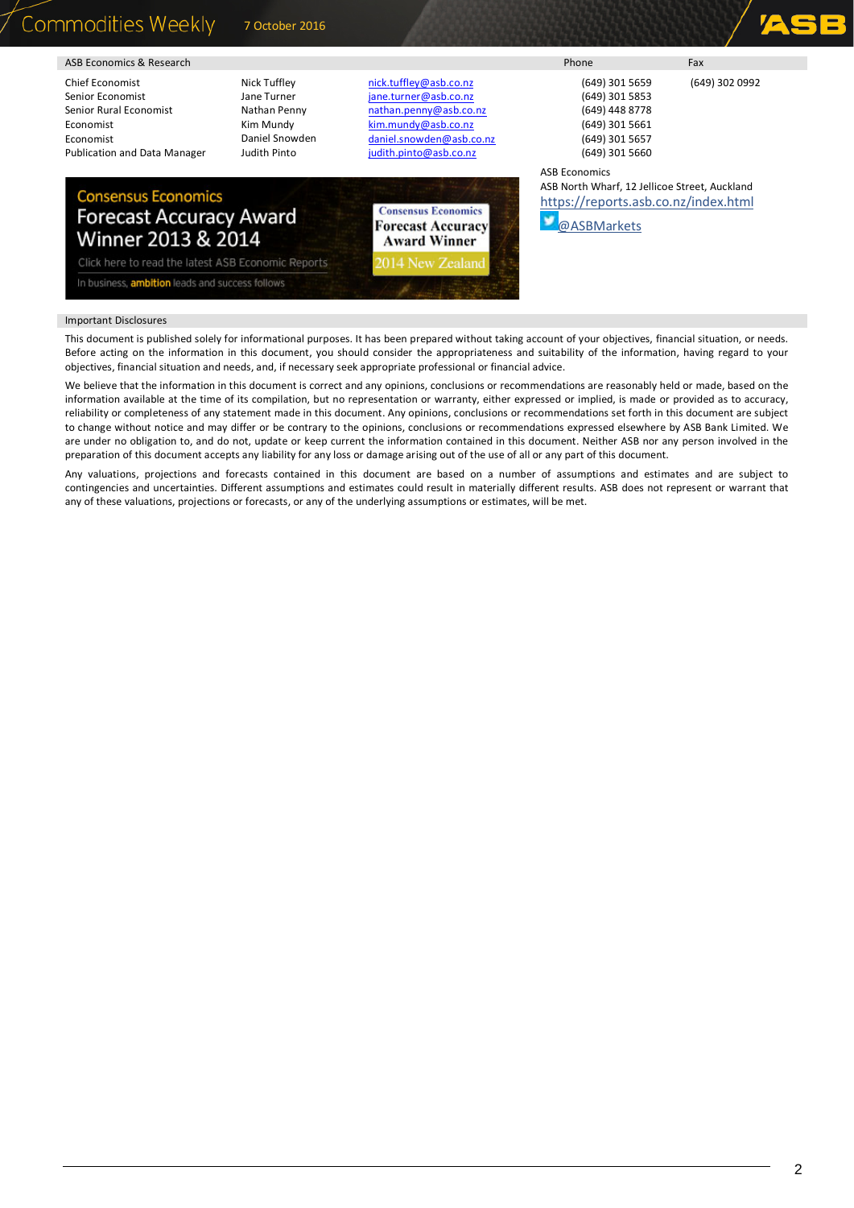## ASB Economics & Research

| ASB Economics & Research | | | Phone | Fax |
|---|---|---|---|---|
| Chief Economist | Nick Tuffley | nick.tuffley@asb.co.nz | (649) 301 5659 | (649) 302 0992 |
| Senior Economist | Jane Turner | jane.turner@asb.co.nz | (649) 301 5853 | |
| Senior Rural Economist | Nathan Penny | nathan.penny@asb.co.nz | (649) 448 8778 | |
| Economist | Kim Mundy | kim.mundy@asb.co.nz | (649) 301 5661 | |
| Economist | Daniel Snowden | daniel.snowden@asb.co.nz | (649) 301 5657 | |
| Publication and Data Manager | Judith Pinto | judith.pinto@asb.co.nz | (649) 301 5660 | |

Consensus Economics
Forecast Accuracy Award
Winner 2013 & 2014

Click here to read the latest ASB Economic Reports

In business, **ambition** leads and success follows

Consensus Economics
Forecast Accuracy
Award Winner
2014 New Zealand

ASB Economics
ASB North Wharf, 12 Jellicoe Street, Auckland
https://reports.asb.co.nz/index.html
@ASBMarkets

## Important Disclosures

This document is published solely for informational purposes. It has been prepared without taking account of your objectives, financial situation, or needs. Before acting on the information in this document, you should consider the appropriateness and suitability of the information, having regard to your objectives, financial situation and needs, and, if necessary seek appropriate professional or financial advice.

We believe that the information in this document is correct and any opinions, conclusions or recommendations are reasonably held or made, based on the information available at the time of its compilation, but no representation or warranty, either expressed or implied, is made or provided as to accuracy, reliability or completeness of any statement made in this document. Any opinions, conclusions or recommendations set forth in this document are subject to change without notice and may differ or be contrary to the opinions, conclusions or recommendations expressed elsewhere by ASB Bank Limited. We are under no obligation to, and do not, update or keep current the information contained in this document. Neither ASB nor any person involved in the preparation of this document accepts any liability for any loss or damage arising out of the use of all or any part of this document.

Any valuations, projections and forecasts contained in this document are based on a number of assumptions and estimates and are subject to contingencies and uncertainties. Different assumptions and estimates could result in materially different results. ASB does not represent or warrant that any of these valuations, projections or forecasts, or any of the underlying assumptions or estimates, will be met.